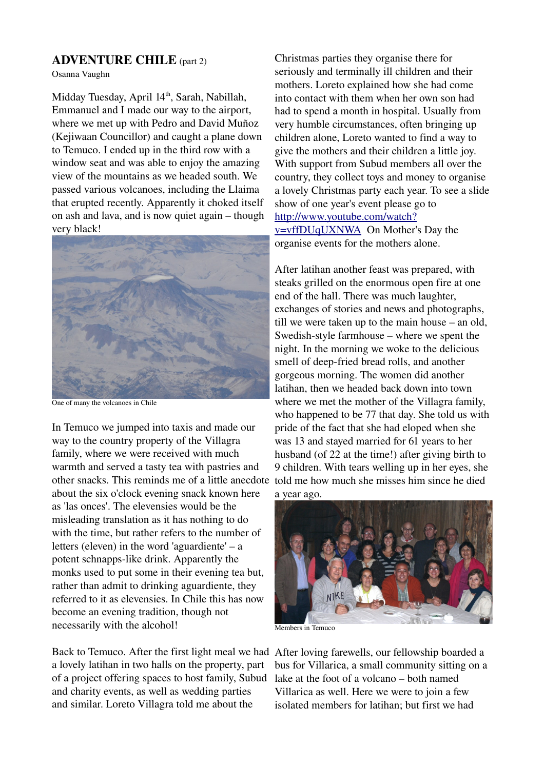# ADVENTURE CHILE (part 2)

Osanna Vaughn

Midday Tuesday, April 14th, Sarah, Nabillah, Emmanuel and I made our way to the airport, where we met up with Pedro and David Muñoz (Kejiwaan Councillor) and caught a plane down to Temuco. I ended up in the third row with a window seat and was able to enjoy the amazing view of the mountains as we headed south. We passed various volcanoes, including the Llaima that erupted recently. Apparently it choked itself on ash and lava, and is now quiet again – though very black!

One of many the volcanoes in Chile

In Temuco we jumped into taxis and made our way to the country property of the Villagra family, where we were received with much warmth and served a tasty tea with pastries and other snacks. This reminds me of a little anecdote about the six o'clock evening snack known here as 'las onces'. The elevensies would be the misleading translation as it has nothing to do with the time, but rather refers to the number of letters (eleven) in the word 'aguardiente' – a potent schnapps-like drink. Apparently the monks used to put some in their evening tea but, rather than admit to drinking aguardiente, they referred to it as elevensies. In Chile this has now become an evening tradition, though not necessarily with the alcohol!

Back to Temuco. After the first light meal we had a lovely latihan in two halls on the property, part of a project offering spaces to host family, Subud and charity events, as well as wedding parties and similar. Loreto Villagra told me about the Christmas parties they organise there for seriously and terminally ill children and their mothers. Loreto explained how she had come into contact with them when her own son had had to spend a month in hospital. Usually from very humble circumstances, often bringing up children alone, Loreto wanted to find a way to give the mothers and their children a little joy. With support from Subud members all over the country, they collect toys and money to organise a lovely Christmas party each year. To see a slide show of one year's event please go to http://www.youtube.com/watch?v=vffDUqUXNWA On Mother's Day the organise events for the mothers alone.

After latihan another feast was prepared, with steaks grilled on the enormous open fire at one end of the hall. There was much laughter, exchanges of stories and news and photographs, till we were taken up to the main house – an old, Swedish-style farmhouse – where we spent the night. In the morning we woke to the delicious smell of deep-fried bread rolls, and another gorgeous morning. The women did another latihan, then we headed back down into town where we met the mother of the Villagra family, who happened to be 77 that day. She told us with pride of the fact that she had eloped when she was 13 and stayed married for 61 years to her husband (of 22 at the time!) after giving birth to 9 children. With tears welling up in her eyes, she told me how much she misses him since he died a year ago.

Members in Temuco

After loving farewells, our fellowship boarded a bus for Villarica, a small community sitting on a lake at the foot of a volcano – both named Villarica as well. Here we were to join a few isolated members for latihan; but first we had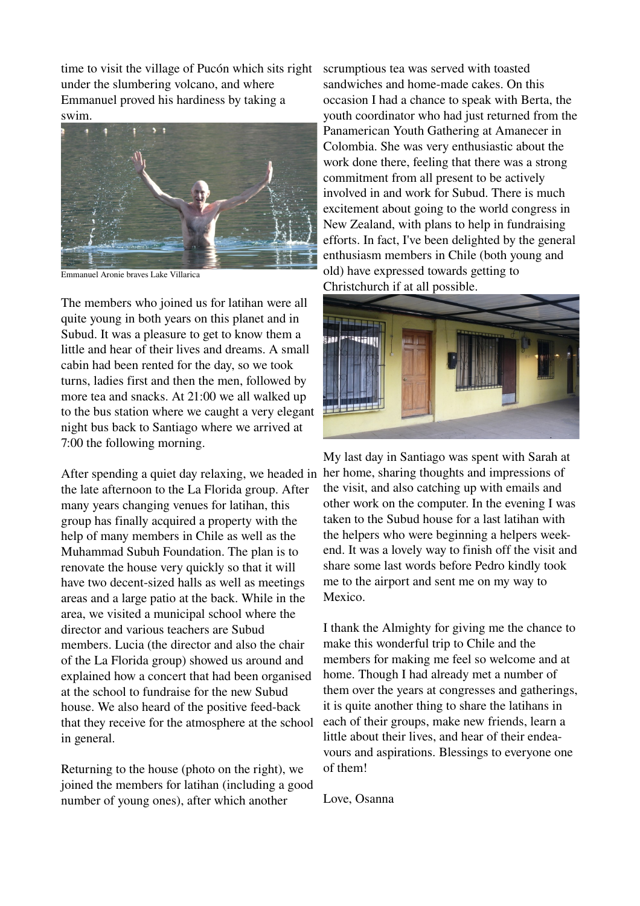time to visit the village of Pucón which sits right under the slumbering volcano, and where Emmanuel proved his hardiness by taking a swim.

Emmanuel Aronie braves Lake Villarica

The members who joined us for latihan were all quite young in both years on this planet and in Subud. It was a pleasure to get to know them a little and hear of their lives and dreams. A small cabin had been rented for the day, so we took turns, ladies first and then the men, followed by more tea and snacks. At 21:00 we all walked up to the bus station where we caught a very elegant night bus back to Santiago where we arrived at 7:00 the following morning.

After spending a quiet day relaxing, we headed in the late afternoon to the La Florida group. After many years changing venues for latihan, this group has finally acquired a property with the help of many members in Chile as well as the Muhammad Subuh Foundation. The plan is to renovate the house very quickly so that it will have two decent-sized halls as well as meetings areas and a large patio at the back. While in the area, we visited a municipal school where the director and various teachers are Subud members. Lucia (the director and also the chair of the La Florida group) showed us around and explained how a concert that had been organised at the school to fundraise for the new Subud house. We also heard of the positive feed-back that they receive for the atmosphere at the school in general.

Returning to the house (photo on the right), we joined the members for latihan (including a good number of young ones), after which another scrumptious tea was served with toasted sandwiches and home-made cakes. On this occasion I had a chance to speak with Berta, the youth coordinator who had just returned from the Panamerican Youth Gathering at Amanecer in Colombia. She was very enthusiastic about the work done there, feeling that there was a strong commitment from all present to be actively involved in and work for Subud. There is much excitement about going to the world congress in New Zealand, with plans to help in fundraising efforts. In fact, I've been delighted by the general enthusiasm members in Chile (both young and old) have expressed towards getting to Christchurch if at all possible.

My last day in Santiago was spent with Sarah at her home, sharing thoughts and impressions of the visit, and also catching up with emails and other work on the computer. In the evening I was taken to the Subud house for a last latihan with the helpers who were beginning a helpers week-end. It was a lovely way to finish off the visit and share some last words before Pedro kindly took me to the airport and sent me on my way to Mexico.

I thank the Almighty for giving me the chance to make this wonderful trip to Chile and the members for making me feel so welcome and at home. Though I had already met a number of them over the years at congresses and gatherings, it is quite another thing to share the latihans in each of their groups, make new friends, learn a little about their lives, and hear of their endeavours and aspirations. Blessings to everyone one of them!

Love, Osanna